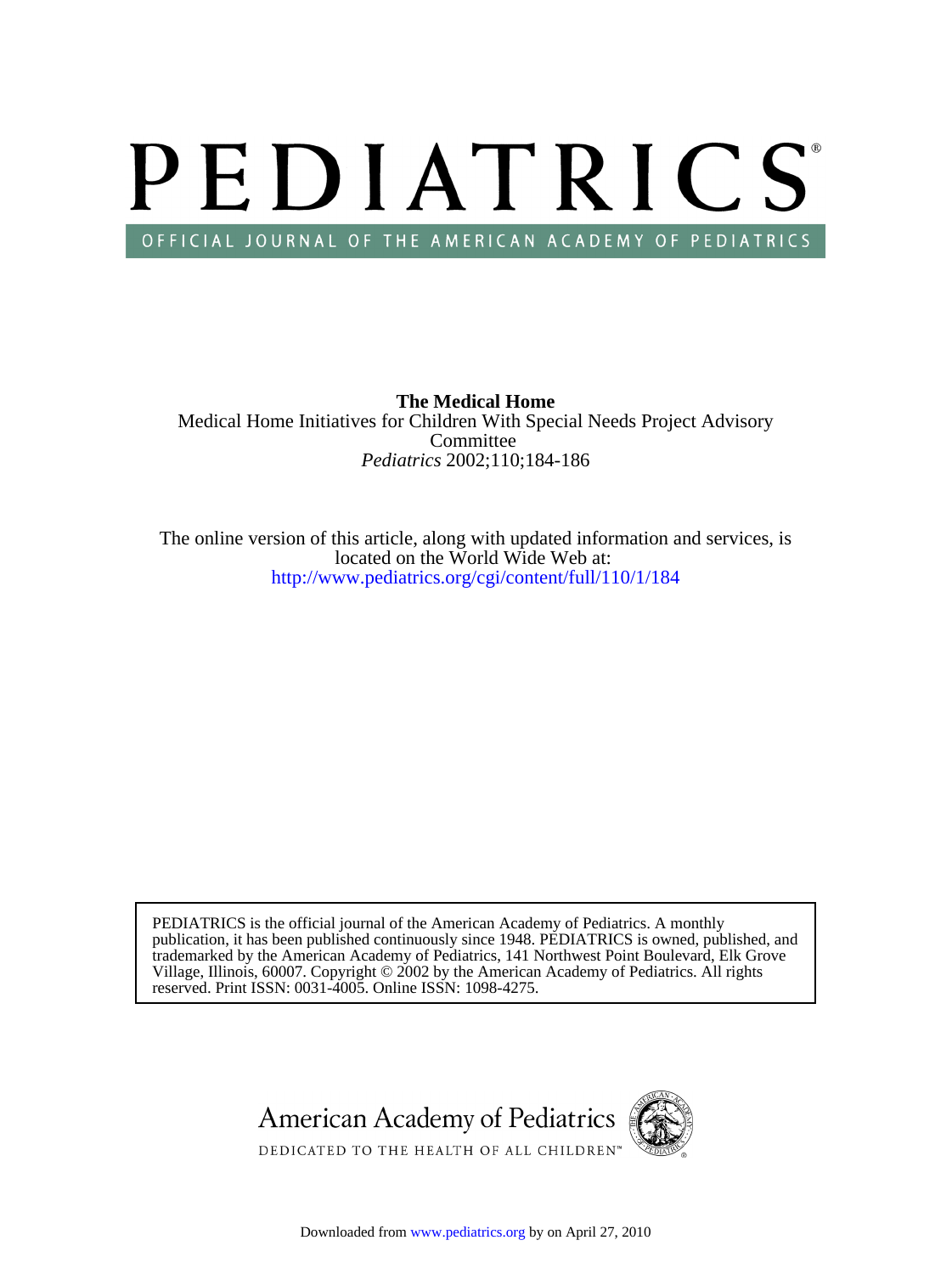# PEDIATRICS

OFFICIAL JOURNAL OF THE AMERICAN ACADEMY OF PEDIATRICS

**The Medical Home**

Medical Home Initiatives for Children With Special Needs Project Advisory Committee

*Pediatrics* 2002;110;184-186

The online version of this article, along with updated information and services, is located on the World Wide Web at:

http://www.pediatrics.org/cgi/content/full/110/1/184

PEDIATRICS is the official journal of the American Academy of Pediatrics. A monthly publication, it has been published continuously since 1948. PEDIATRICS is owned, published, and trademarked by the American Academy of Pediatrics, 141 Northwest Point Boulevard, Elk Grove Village, Illinois, 60007. Copyright © 2002 by the American Academy of Pediatrics. All rights reserved. Print ISSN: 0031-4005. Online ISSN: 1098-4275.

American Academy of Pediatrics

DEDICATED TO THE HEALTH OF ALL CHILDREN™

Downloaded from www.pediatrics.org by on April 27, 2010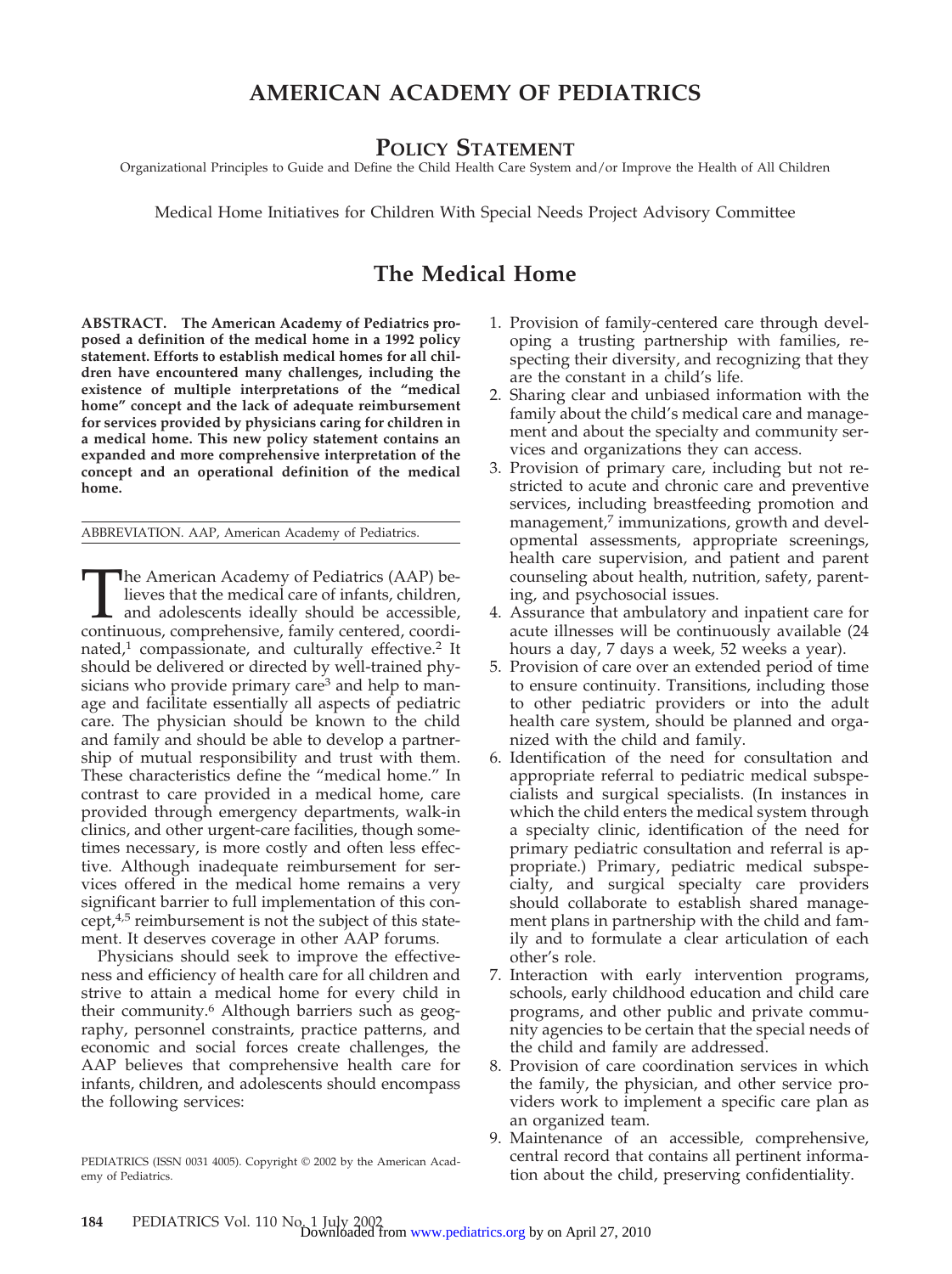# AMERICAN ACADEMY OF PEDIATRICS

## Policy Statement

Organizational Principles to Guide and Define the Child Health Care System and/or Improve the Health of All Children

Medical Home Initiatives for Children With Special Needs Project Advisory Committee

# The Medical Home

**ABSTRACT. The American Academy of Pediatrics proposed a definition of the medical home in a 1992 policy statement. Efforts to establish medical homes for all children have encountered many challenges, including the existence of multiple interpretations of the "medical home" concept and the lack of adequate reimbursement for services provided by physicians caring for children in a medical home. This new policy statement contains an expanded and more comprehensive interpretation of the concept and an operational definition of the medical home.**

ABBREVIATION. AAP, American Academy of Pediatrics.

The American Academy of Pediatrics (AAP) believes that the medical care of infants, children, and adolescents ideally should be accessible, continuous, comprehensive, family centered, coordinated,[1] compassionate, and culturally effective.[2] It should be delivered or directed by well-trained physicians who provide primary care[3] and help to manage and facilitate essentially all aspects of pediatric care. The physician should be known to the child and family and should be able to develop a partnership of mutual responsibility and trust with them. These characteristics define the "medical home." In contrast to care provided in a medical home, care provided through emergency departments, walk-in clinics, and other urgent-care facilities, though sometimes necessary, is more costly and often less effective. Although inadequate reimbursement for services offered in the medical home remains a very significant barrier to full implementation of this concept,[4,5] reimbursement is not the subject of this statement. It deserves coverage in other AAP forums.

Physicians should seek to improve the effectiveness and efficiency of health care for all children and strive to attain a medical home for every child in their community.[6] Although barriers such as geography, personnel constraints, practice patterns, and economic and social forces create challenges, the AAP believes that comprehensive health care for infants, children, and adolescents should encompass the following services:

1. Provision of family-centered care through developing a trusting partnership with families, respecting their diversity, and recognizing that they are the constant in a child's life.
2. Sharing clear and unbiased information with the family about the child's medical care and management and about the specialty and community services and organizations they can access.
3. Provision of primary care, including but not restricted to acute and chronic care and preventive services, including breastfeeding promotion and management,[7] immunizations, growth and developmental assessments, appropriate screenings, health care supervision, and patient and parent counseling about health, nutrition, safety, parenting, and psychosocial issues.
4. Assurance that ambulatory and inpatient care for acute illnesses will be continuously available (24 hours a day, 7 days a week, 52 weeks a year).
5. Provision of care over an extended period of time to ensure continuity. Transitions, including those to other pediatric providers or into the adult health care system, should be planned and organized with the child and family.
6. Identification of the need for consultation and appropriate referral to pediatric medical subspecialists and surgical specialists. (In instances in which the child enters the medical system through a specialty clinic, identification of the need for primary pediatric consultation and referral is appropriate.) Primary, pediatric medical subspecialty, and surgical specialty care providers should collaborate to establish shared management plans in partnership with the child and family and to formulate a clear articulation of each other's role.
7. Interaction with early intervention programs, schools, early childhood education and child care programs, and other public and private community agencies to be certain that the special needs of the child and family are addressed.
8. Provision of care coordination services in which the family, the physician, and other service providers work to implement a specific care plan as an organized team.
9. Maintenance of an accessible, comprehensive, central record that contains all pertinent information about the child, preserving confidentiality.

PEDIATRICS (ISSN 0031 4005). Copyright © 2002 by the American Academy of Pediatrics.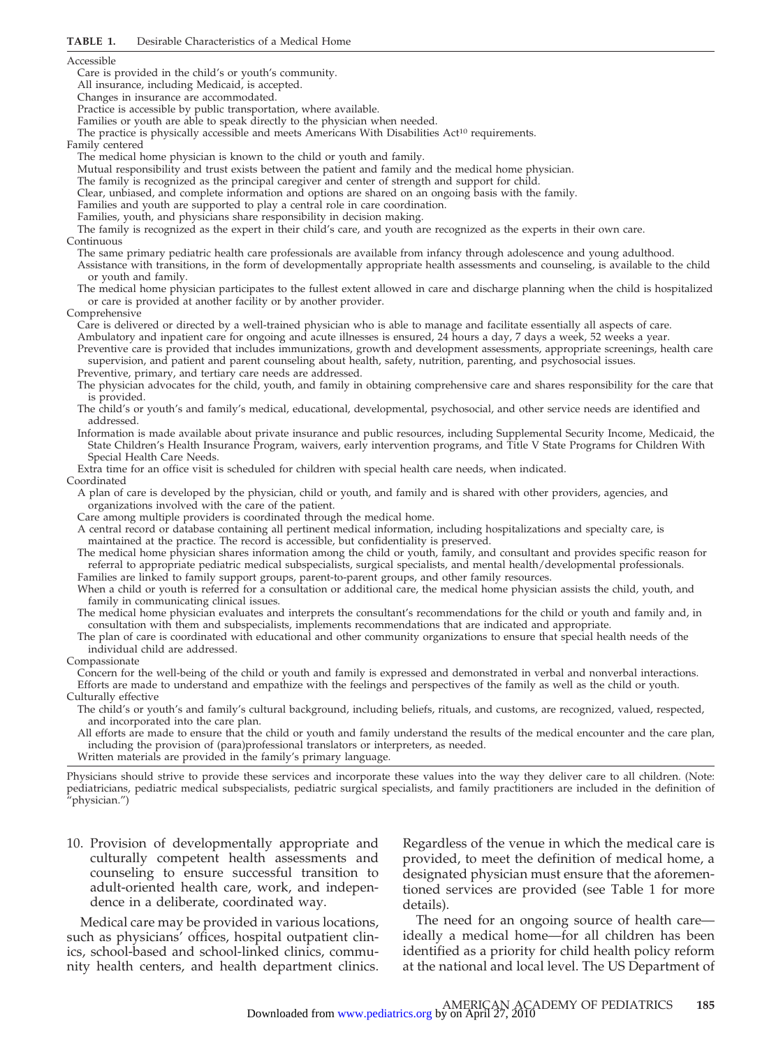**TABLE 1.** Desirable Characteristics of a Medical Home

Accessible

- Care is provided in the child's or youth's community.
- All insurance, including Medicaid, is accepted.
- Changes in insurance are accommodated.
- Practice is accessible by public transportation, where available.
- Families or youth are able to speak directly to the physician when needed.
- The practice is physically accessible and meets Americans With Disabilities Act[10] requirements.

Family centered

- The medical home physician is known to the child or youth and family.
- Mutual responsibility and trust exists between the patient and family and the medical home physician.
- The family is recognized as the principal caregiver and center of strength and support for child.
- Clear, unbiased, and complete information and options are shared on an ongoing basis with the family.
- Families and youth are supported to play a central role in care coordination.
- Families, youth, and physicians share responsibility in decision making.
- The family is recognized as the expert in their child's care, and youth are recognized as the experts in their own care.

Continuous

- The same primary pediatric health care professionals are available from infancy through adolescence and young adulthood.
- Assistance with transitions, in the form of developmentally appropriate health assessments and counseling, is available to the child or youth and family.
- The medical home physician participates to the fullest extent allowed in care and discharge planning when the child is hospitalized or care is provided at another facility or by another provider.

Comprehensive

- Care is delivered or directed by a well-trained physician who is able to manage and facilitate essentially all aspects of care.
- Ambulatory and inpatient care for ongoing and acute illnesses is ensured, 24 hours a day, 7 days a week, 52 weeks a year.
- Preventive care is provided that includes immunizations, growth and development assessments, appropriate screenings, health care supervision, and patient and parent counseling about health, safety, nutrition, parenting, and psychosocial issues.
- Preventive, primary, and tertiary care needs are addressed.
- The physician advocates for the child, youth, and family in obtaining comprehensive care and shares responsibility for the care that is provided.
- The child's or youth's and family's medical, educational, developmental, psychosocial, and other service needs are identified and addressed.
- Information is made available about private insurance and public resources, including Supplemental Security Income, Medicaid, the State Children's Health Insurance Program, waivers, early intervention programs, and Title V State Programs for Children With Special Health Care Needs.
- Extra time for an office visit is scheduled for children with special health care needs, when indicated.

Coordinated

- A plan of care is developed by the physician, child or youth, and family and is shared with other providers, agencies, and organizations involved with the care of the patient.
- Care among multiple providers is coordinated through the medical home.
- A central record or database containing all pertinent medical information, including hospitalizations and specialty care, is maintained at the practice. The record is accessible, but confidentiality is preserved.
- The medical home physician shares information among the child or youth, family, and consultant and provides specific reason for referral to appropriate pediatric medical subspecialists, surgical specialists, and mental health/developmental professionals.
- Families are linked to family support groups, parent-to-parent groups, and other family resources.
- When a child or youth is referred for a consultation or additional care, the medical home physician assists the child, youth, and family in communicating clinical issues.
- The medical home physician evaluates and interprets the consultant's recommendations for the child or youth and family and, in consultation with them and subspecialists, implements recommendations that are indicated and appropriate.
- The plan of care is coordinated with educational and other community organizations to ensure that special health needs of the individual child are addressed.

Compassionate

- Concern for the well-being of the child or youth and family is expressed and demonstrated in verbal and nonverbal interactions.
- Efforts are made to understand and empathize with the feelings and perspectives of the family as well as the child or youth.

Culturally effective

- The child's or youth's and family's cultural background, including beliefs, rituals, and customs, are recognized, valued, respected, and incorporated into the care plan.
- All efforts are made to ensure that the child or youth and family understand the results of the medical encounter and the care plan, including the provision of (para)professional translators or interpreters, as needed.
- Written materials are provided in the family's primary language.

Physicians should strive to provide these services and incorporate these values into the way they deliver care to all children. (Note: pediatricians, pediatric medical subspecialists, pediatric surgical specialists, and family practitioners are included in the definition of "physician.")

10. Provision of developmentally appropriate and culturally competent health assessments and counseling to ensure successful transition to adult-oriented health care, work, and independence in a deliberate, coordinated way.

Medical care may be provided in various locations, such as physicians' offices, hospital outpatient clinics, school-based and school-linked clinics, community health centers, and health department clinics. Regardless of the venue in which the medical care is provided, to meet the definition of medical home, a designated physician must ensure that the aforementioned services are provided (see Table 1 for more details).

The need for an ongoing source of health care—ideally a medical home—for all children has been identified as a priority for child health policy reform at the national and local level. The US Department of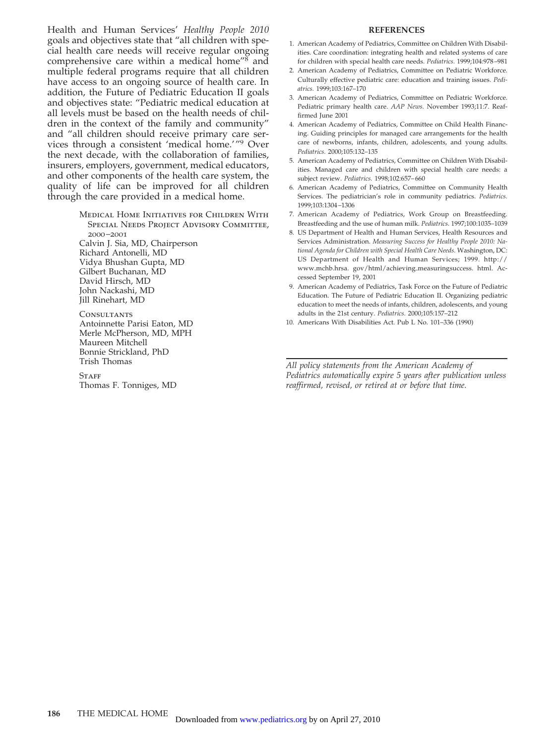Health and Human Services' *Healthy People 2010* goals and objectives state that "all children with special health care needs will receive regular ongoing comprehensive care within a medical home"[8] and multiple federal programs require that all children have access to an ongoing source of health care. In addition, the Future of Pediatric Education II goals and objectives state: "Pediatric medical education at all levels must be based on the health needs of children in the context of the family and community" and "all children should receive primary care services through a consistent 'medical home.'"[9] Over the next decade, with the collaboration of families, insurers, employers, government, medical educators, and other components of the health care system, the quality of life can be improved for all children through the care provided in a medical home.

Medical Home Initiatives for Children With Special Needs Project Advisory Committee, 2000–2001
Calvin J. Sia, MD, Chairperson
Richard Antonelli, MD
Vidya Bhushan Gupta, MD
Gilbert Buchanan, MD
David Hirsch, MD
John Nackashi, MD
Jill Rinehart, MD

Consultants
Antoinnette Parisi Eaton, MD
Merle McPherson, MD, MPH
Maureen Mitchell
Bonnie Strickland, PhD
Trish Thomas

Staff
Thomas F. Tonniges, MD

## REFERENCES

1. American Academy of Pediatrics, Committee on Children With Disabilities. Care coordination: integrating health and related systems of care for children with special health care needs. *Pediatrics.* 1999;104:978–981
2. American Academy of Pediatrics, Committee on Pediatric Workforce. Culturally effective pediatric care: education and training issues. *Pediatrics.* 1999;103:167–170
3. American Academy of Pediatrics, Committee on Pediatric Workforce. Pediatric primary health care. *AAP News.* November 1993;11:7. Reaffirmed June 2001
4. American Academy of Pediatrics, Committee on Child Health Financing. Guiding principles for managed care arrangements for the health care of newborns, infants, children, adolescents, and young adults. *Pediatrics.* 2000;105:132–135
5. American Academy of Pediatrics, Committee on Children With Disabilities. Managed care and children with special health care needs: a subject review. *Pediatrics.* 1998;102:657–660
6. American Academy of Pediatrics, Committee on Community Health Services. The pediatrician's role in community pediatrics. *Pediatrics.* 1999;103:1304–1306
7. American Academy of Pediatrics, Work Group on Breastfeeding. Breastfeeding and the use of human milk. *Pediatrics.* 1997;100:1035–1039
8. US Department of Health and Human Services, Health Resources and Services Administration. *Measuring Success for Healthy People 2010: National Agenda for Children with Special Health Care Needs.* Washington, DC: US Department of Health and Human Services; 1999. http://www.mchb.hrsa.gov/html/achieving_measuringsuccess.html. Accessed September 19, 2001
9. American Academy of Pediatrics, Task Force on the Future of Pediatric Education. The Future of Pediatric Education II. Organizing pediatric education to meet the needs of infants, children, adolescents, and young adults in the 21st century. *Pediatrics.* 2000;105:157–212
10. Americans With Disabilities Act. Pub L No. 101–336 (1990)

*All policy statements from the American Academy of Pediatrics automatically expire 5 years after publication unless reaffirmed, revised, or retired at or before that time.*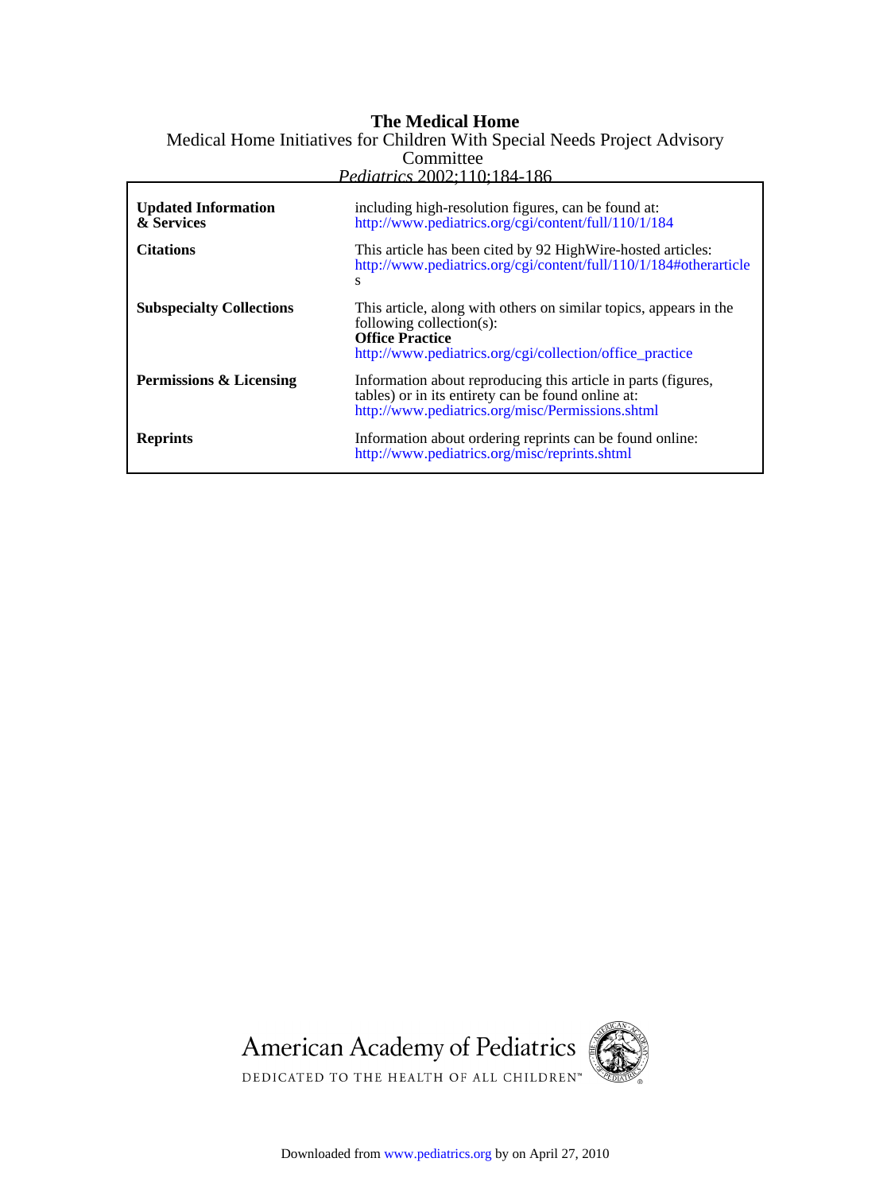# The Medical Home

Medical Home Initiatives for Children With Special Needs Project Advisory Committee

*Pediatrics* 2002;110;184-186

| | |
|---|---|
| **Updated Information & Services** | including high-resolution figures, can be found at: http://www.pediatrics.org/cgi/content/full/110/1/184 |
| **Citations** | This article has been cited by 92 HighWire-hosted articles: http://www.pediatrics.org/cgi/content/full/110/1/184#otherarticles |
| **Subspecialty Collections** | This article, along with others on similar topics, appears in the following collection(s): **Office Practice** http://www.pediatrics.org/cgi/collection/office_practice |
| **Permissions & Licensing** | Information about reproducing this article in parts (figures, tables) or in its entirety can be found online at: http://www.pediatrics.org/misc/Permissions.shtml |
| **Reprints** | Information about ordering reprints can be found online: http://www.pediatrics.org/misc/reprints.shtml |

American Academy of Pediatrics

DEDICATED TO THE HEALTH OF ALL CHILDREN™

Downloaded from www.pediatrics.org by on April 27, 2010